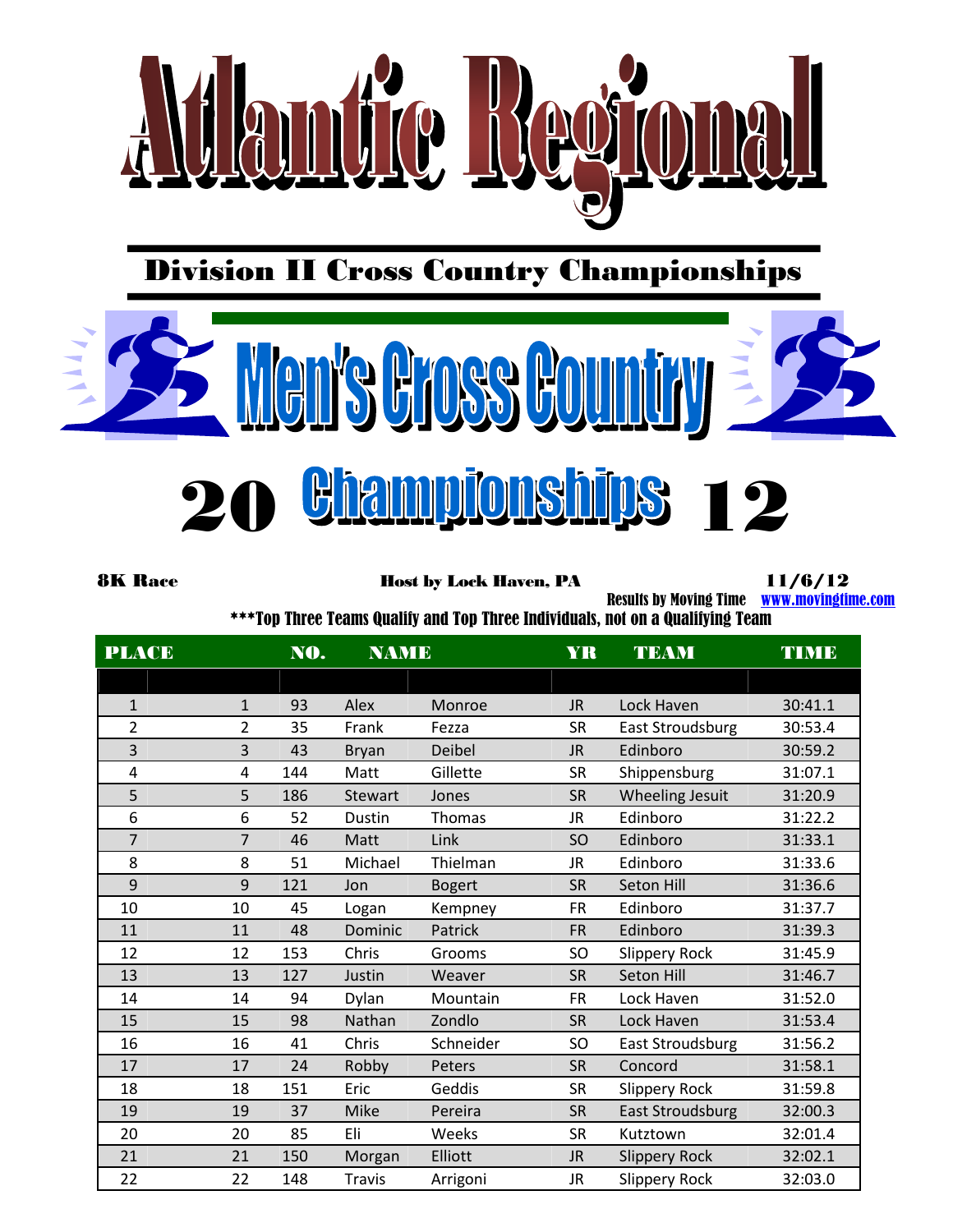# Atlantic Regional

## Division II Cross Country Championships

# Men's Cross Country

# 20 Championships 12

**8K Race** | **Host by Lock Haven, PA** | **11/6/12**

Results by Moving Time www.movingtime.com

***Top Three Teams Qualify and Top Three Individuals, not on a Qualifying Team

| PLACE | | NO. | NAME | | YR | TEAM | TIME |
|---|---|---|---|---|---|---|---|
| 1 | 1 | 93 | Alex | Monroe | JR | Lock Haven | 30:41.1 |
| 2 | 2 | 35 | Frank | Fezza | SR | East Stroudsburg | 30:53.4 |
| 3 | 3 | 43 | Bryan | Deibel | JR | Edinboro | 30:59.2 |
| 4 | 4 | 144 | Matt | Gillette | SR | Shippensburg | 31:07.1 |
| 5 | 5 | 186 | Stewart | Jones | SR | Wheeling Jesuit | 31:20.9 |
| 6 | 6 | 52 | Dustin | Thomas | JR | Edinboro | 31:22.2 |
| 7 | 7 | 46 | Matt | Link | SO | Edinboro | 31:33.1 |
| 8 | 8 | 51 | Michael | Thielman | JR | Edinboro | 31:33.6 |
| 9 | 9 | 121 | Jon | Bogert | SR | Seton Hill | 31:36.6 |
| 10 | 10 | 45 | Logan | Kempney | FR | Edinboro | 31:37.7 |
| 11 | 11 | 48 | Dominic | Patrick | FR | Edinboro | 31:39.3 |
| 12 | 12 | 153 | Chris | Grooms | SO | Slippery Rock | 31:45.9 |
| 13 | 13 | 127 | Justin | Weaver | SR | Seton Hill | 31:46.7 |
| 14 | 14 | 94 | Dylan | Mountain | FR | Lock Haven | 31:52.0 |
| 15 | 15 | 98 | Nathan | Zondlo | SR | Lock Haven | 31:53.4 |
| 16 | 16 | 41 | Chris | Schneider | SO | East Stroudsburg | 31:56.2 |
| 17 | 17 | 24 | Robby | Peters | SR | Concord | 31:58.1 |
| 18 | 18 | 151 | Eric | Geddis | SR | Slippery Rock | 31:59.8 |
| 19 | 19 | 37 | Mike | Pereira | SR | East Stroudsburg | 32:00.3 |
| 20 | 20 | 85 | Eli | Weeks | SR | Kutztown | 32:01.4 |
| 21 | 21 | 150 | Morgan | Elliott | JR | Slippery Rock | 32:02.1 |
| 22 | 22 | 148 | Travis | Arrigoni | JR | Slippery Rock | 32:03.0 |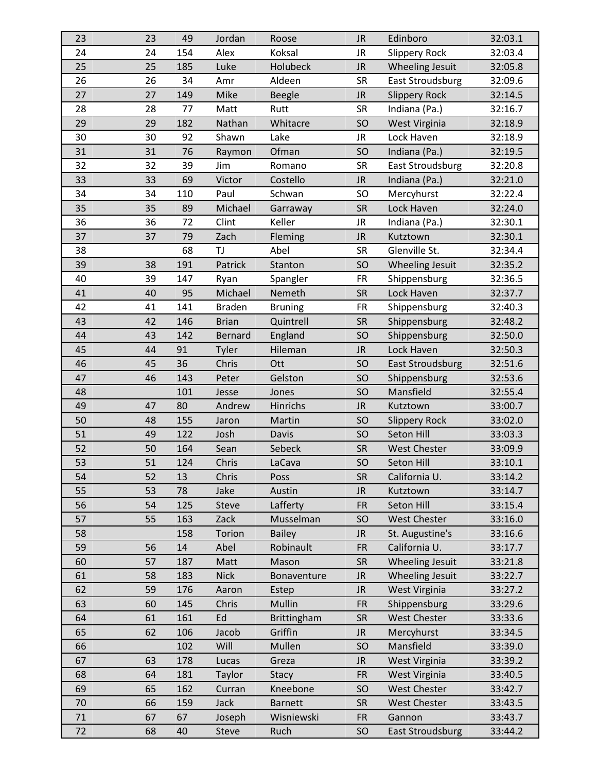| | | | | | | | |
|---|---|---|---|---|---|---|---|
| 23 | 23 | 49 | Jordan | Roose | JR | Edinboro | 32:03.1 |
| 24 | 24 | 154 | Alex | Koksal | JR | Slippery Rock | 32:03.4 |
| 25 | 25 | 185 | Luke | Holubeck | JR | Wheeling Jesuit | 32:05.8 |
| 26 | 26 | 34 | Amr | Aldeen | SR | East Stroudsburg | 32:09.6 |
| 27 | 27 | 149 | Mike | Beegle | JR | Slippery Rock | 32:14.5 |
| 28 | 28 | 77 | Matt | Rutt | SR | Indiana (Pa.) | 32:16.7 |
| 29 | 29 | 182 | Nathan | Whitacre | SO | West Virginia | 32:18.9 |
| 30 | 30 | 92 | Shawn | Lake | JR | Lock Haven | 32:18.9 |
| 31 | 31 | 76 | Raymon | Ofman | SO | Indiana (Pa.) | 32:19.5 |
| 32 | 32 | 39 | Jim | Romano | SR | East Stroudsburg | 32:20.8 |
| 33 | 33 | 69 | Victor | Costello | JR | Indiana (Pa.) | 32:21.0 |
| 34 | 34 | 110 | Paul | Schwan | SO | Mercyhurst | 32:22.4 |
| 35 | 35 | 89 | Michael | Garraway | SR | Lock Haven | 32:24.0 |
| 36 | 36 | 72 | Clint | Keller | JR | Indiana (Pa.) | 32:30.1 |
| 37 | 37 | 79 | Zach | Fleming | JR | Kutztown | 32:30.1 |
| 38 | | 68 | TJ | Abel | SR | Glenville St. | 32:34.4 |
| 39 | 38 | 191 | Patrick | Stanton | SO | Wheeling Jesuit | 32:35.2 |
| 40 | 39 | 147 | Ryan | Spangler | FR | Shippensburg | 32:36.5 |
| 41 | 40 | 95 | Michael | Nemeth | SR | Lock Haven | 32:37.7 |
| 42 | 41 | 141 | Braden | Bruning | FR | Shippensburg | 32:40.3 |
| 43 | 42 | 146 | Brian | Quintrell | SR | Shippensburg | 32:48.2 |
| 44 | 43 | 142 | Bernard | England | SO | Shippensburg | 32:50.0 |
| 45 | 44 | 91 | Tyler | Hileman | JR | Lock Haven | 32:50.3 |
| 46 | 45 | 36 | Chris | Ott | SO | East Stroudsburg | 32:51.6 |
| 47 | 46 | 143 | Peter | Gelston | SO | Shippensburg | 32:53.6 |
| 48 | | 101 | Jesse | Jones | SO | Mansfield | 32:55.4 |
| 49 | 47 | 80 | Andrew | Hinrichs | JR | Kutztown | 33:00.7 |
| 50 | 48 | 155 | Jaron | Martin | SO | Slippery Rock | 33:02.0 |
| 51 | 49 | 122 | Josh | Davis | SO | Seton Hill | 33:03.3 |
| 52 | 50 | 164 | Sean | Sebeck | SR | West Chester | 33:09.9 |
| 53 | 51 | 124 | Chris | LaCava | SO | Seton Hill | 33:10.1 |
| 54 | 52 | 13 | Chris | Poss | SR | California U. | 33:14.2 |
| 55 | 53 | 78 | Jake | Austin | JR | Kutztown | 33:14.7 |
| 56 | 54 | 125 | Steve | Lafferty | FR | Seton Hill | 33:15.4 |
| 57 | 55 | 163 | Zack | Musselman | SO | West Chester | 33:16.0 |
| 58 | | 158 | Torion | Bailey | JR | St. Augustine's | 33:16.6 |
| 59 | 56 | 14 | Abel | Robinault | FR | California U. | 33:17.7 |
| 60 | 57 | 187 | Matt | Mason | SR | Wheeling Jesuit | 33:21.8 |
| 61 | 58 | 183 | Nick | Bonaventure | JR | Wheeling Jesuit | 33:22.7 |
| 62 | 59 | 176 | Aaron | Estep | JR | West Virginia | 33:27.2 |
| 63 | 60 | 145 | Chris | Mullin | FR | Shippensburg | 33:29.6 |
| 64 | 61 | 161 | Ed | Brittingham | SR | West Chester | 33:33.6 |
| 65 | 62 | 106 | Jacob | Griffin | JR | Mercyhurst | 33:34.5 |
| 66 | | 102 | Will | Mullen | SO | Mansfield | 33:39.0 |
| 67 | 63 | 178 | Lucas | Greza | JR | West Virginia | 33:39.2 |
| 68 | 64 | 181 | Taylor | Stacy | FR | West Virginia | 33:40.5 |
| 69 | 65 | 162 | Curran | Kneebone | SO | West Chester | 33:42.7 |
| 70 | 66 | 159 | Jack | Barnett | SR | West Chester | 33:43.5 |
| 71 | 67 | 67 | Joseph | Wisniewski | FR | Gannon | 33:43.7 |
| 72 | 68 | 40 | Steve | Ruch | SO | East Stroudsburg | 33:44.2 |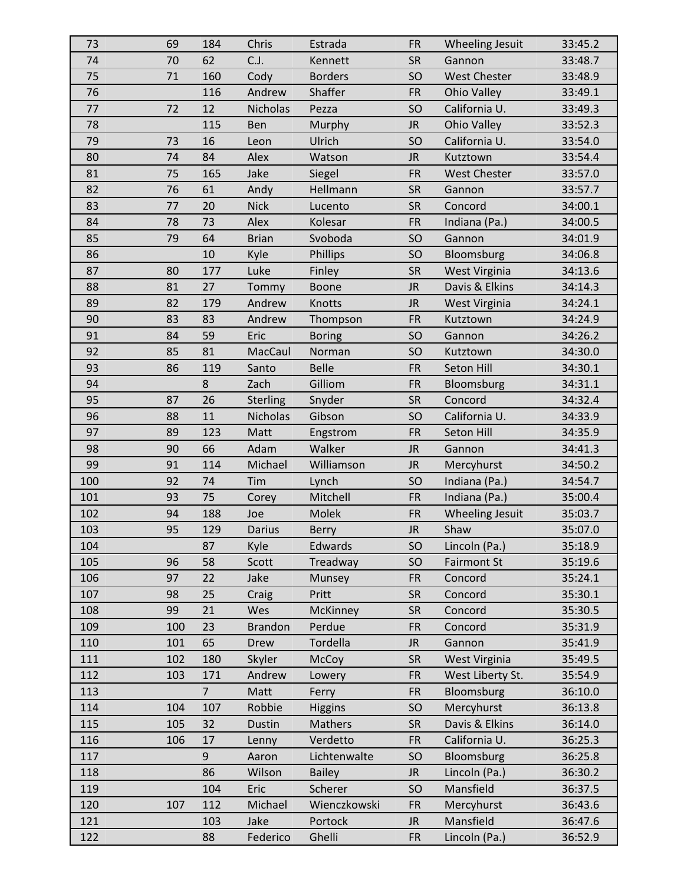| | | | | | | | |
|---|---|---|---|---|---|---|---|
| 73 | 69 | 184 | Chris | Estrada | FR | Wheeling Jesuit | 33:45.2 |
| 74 | 70 | 62 | C.J. | Kennett | SR | Gannon | 33:48.7 |
| 75 | 71 | 160 | Cody | Borders | SO | West Chester | 33:48.9 |
| 76 | | 116 | Andrew | Shaffer | FR | Ohio Valley | 33:49.1 |
| 77 | 72 | 12 | Nicholas | Pezza | SO | California U. | 33:49.3 |
| 78 | | 115 | Ben | Murphy | JR | Ohio Valley | 33:52.3 |
| 79 | 73 | 16 | Leon | Ulrich | SO | California U. | 33:54.0 |
| 80 | 74 | 84 | Alex | Watson | JR | Kutztown | 33:54.4 |
| 81 | 75 | 165 | Jake | Siegel | FR | West Chester | 33:57.0 |
| 82 | 76 | 61 | Andy | Hellmann | SR | Gannon | 33:57.7 |
| 83 | 77 | 20 | Nick | Lucento | SR | Concord | 34:00.1 |
| 84 | 78 | 73 | Alex | Kolesar | FR | Indiana (Pa.) | 34:00.5 |
| 85 | 79 | 64 | Brian | Svoboda | SO | Gannon | 34:01.9 |
| 86 | | 10 | Kyle | Phillips | SO | Bloomsburg | 34:06.8 |
| 87 | 80 | 177 | Luke | Finley | SR | West Virginia | 34:13.6 |
| 88 | 81 | 27 | Tommy | Boone | JR | Davis & Elkins | 34:14.3 |
| 89 | 82 | 179 | Andrew | Knotts | JR | West Virginia | 34:24.1 |
| 90 | 83 | 83 | Andrew | Thompson | FR | Kutztown | 34:24.9 |
| 91 | 84 | 59 | Eric | Boring | SO | Gannon | 34:26.2 |
| 92 | 85 | 81 | MacCaul | Norman | SO | Kutztown | 34:30.0 |
| 93 | 86 | 119 | Santo | Belle | FR | Seton Hill | 34:30.1 |
| 94 | | 8 | Zach | Gilliom | FR | Bloomsburg | 34:31.1 |
| 95 | 87 | 26 | Sterling | Snyder | SR | Concord | 34:32.4 |
| 96 | 88 | 11 | Nicholas | Gibson | SO | California U. | 34:33.9 |
| 97 | 89 | 123 | Matt | Engstrom | FR | Seton Hill | 34:35.9 |
| 98 | 90 | 66 | Adam | Walker | JR | Gannon | 34:41.3 |
| 99 | 91 | 114 | Michael | Williamson | JR | Mercyhurst | 34:50.2 |
| 100 | 92 | 74 | Tim | Lynch | SO | Indiana (Pa.) | 34:54.7 |
| 101 | 93 | 75 | Corey | Mitchell | FR | Indiana (Pa.) | 35:00.4 |
| 102 | 94 | 188 | Joe | Molek | FR | Wheeling Jesuit | 35:03.7 |
| 103 | 95 | 129 | Darius | Berry | JR | Shaw | 35:07.0 |
| 104 | | 87 | Kyle | Edwards | SO | Lincoln (Pa.) | 35:18.9 |
| 105 | 96 | 58 | Scott | Treadway | SO | Fairmont St | 35:19.6 |
| 106 | 97 | 22 | Jake | Munsey | FR | Concord | 35:24.1 |
| 107 | 98 | 25 | Craig | Pritt | SR | Concord | 35:30.1 |
| 108 | 99 | 21 | Wes | McKinney | SR | Concord | 35:30.5 |
| 109 | 100 | 23 | Brandon | Perdue | FR | Concord | 35:31.9 |
| 110 | 101 | 65 | Drew | Tordella | JR | Gannon | 35:41.9 |
| 111 | 102 | 180 | Skyler | McCoy | SR | West Virginia | 35:49.5 |
| 112 | 103 | 171 | Andrew | Lowery | FR | West Liberty St. | 35:54.9 |
| 113 | | 7 | Matt | Ferry | FR | Bloomsburg | 36:10.0 |
| 114 | 104 | 107 | Robbie | Higgins | SO | Mercyhurst | 36:13.8 |
| 115 | 105 | 32 | Dustin | Mathers | SR | Davis & Elkins | 36:14.0 |
| 116 | 106 | 17 | Lenny | Verdetto | FR | California U. | 36:25.3 |
| 117 | | 9 | Aaron | Lichtenwalte | SO | Bloomsburg | 36:25.8 |
| 118 | | 86 | Wilson | Bailey | JR | Lincoln (Pa.) | 36:30.2 |
| 119 | | 104 | Eric | Scherer | SO | Mansfield | 36:37.5 |
| 120 | 107 | 112 | Michael | Wienczkowski | FR | Mercyhurst | 36:43.6 |
| 121 | | 103 | Jake | Portock | JR | Mansfield | 36:47.6 |
| 122 | | 88 | Federico | Ghelli | FR | Lincoln (Pa.) | 36:52.9 |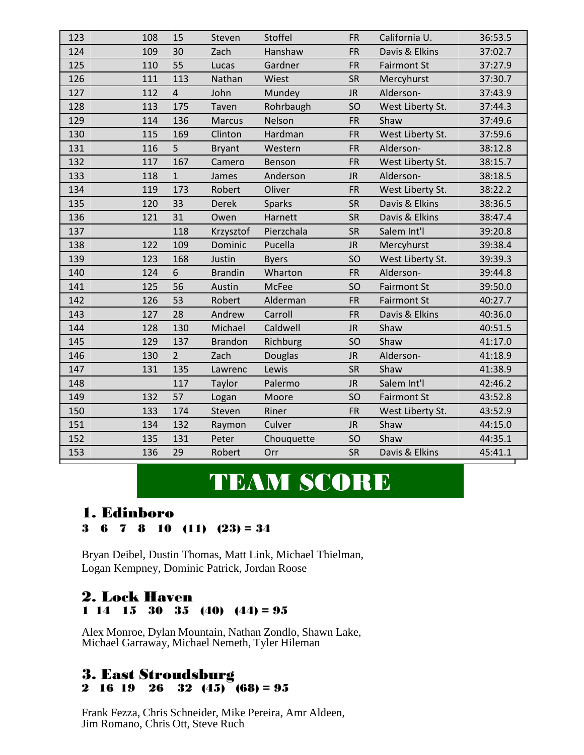| | | | | | | | |
|---|---|---|---|---|---|---|---|
| 123 | 108 | 15 | Steven | Stoffel | FR | California U. | 36:53.5 |
| 124 | 109 | 30 | Zach | Hanshaw | FR | Davis & Elkins | 37:02.7 |
| 125 | 110 | 55 | Lucas | Gardner | FR | Fairmont St | 37:27.9 |
| 126 | 111 | 113 | Nathan | Wiest | SR | Mercyhurst | 37:30.7 |
| 127 | 112 | 4 | John | Mundey | JR | Alderson- | 37:43.9 |
| 128 | 113 | 175 | Taven | Rohrbaugh | SO | West Liberty St. | 37:44.3 |
| 129 | 114 | 136 | Marcus | Nelson | FR | Shaw | 37:49.6 |
| 130 | 115 | 169 | Clinton | Hardman | FR | West Liberty St. | 37:59.6 |
| 131 | 116 | 5 | Bryant | Western | FR | Alderson- | 38:12.8 |
| 132 | 117 | 167 | Camero | Benson | FR | West Liberty St. | 38:15.7 |
| 133 | 118 | 1 | James | Anderson | JR | Alderson- | 38:18.5 |
| 134 | 119 | 173 | Robert | Oliver | FR | West Liberty St. | 38:22.2 |
| 135 | 120 | 33 | Derek | Sparks | SR | Davis & Elkins | 38:36.5 |
| 136 | 121 | 31 | Owen | Harnett | SR | Davis & Elkins | 38:47.4 |
| 137 | | 118 | Krzysztof | Pierzchala | SR | Salem Int'l | 39:20.8 |
| 138 | 122 | 109 | Dominic | Pucella | JR | Mercyhurst | 39:38.4 |
| 139 | 123 | 168 | Justin | Byers | SO | West Liberty St. | 39:39.3 |
| 140 | 124 | 6 | Brandin | Wharton | FR | Alderson- | 39:44.8 |
| 141 | 125 | 56 | Austin | McFee | SO | Fairmont St | 39:50.0 |
| 142 | 126 | 53 | Robert | Alderman | FR | Fairmont St | 40:27.7 |
| 143 | 127 | 28 | Andrew | Carroll | FR | Davis & Elkins | 40:36.0 |
| 144 | 128 | 130 | Michael | Caldwell | JR | Shaw | 40:51.5 |
| 145 | 129 | 137 | Brandon | Richburg | SO | Shaw | 41:17.0 |
| 146 | 130 | 2 | Zach | Douglas | JR | Alderson- | 41:18.9 |
| 147 | 131 | 135 | Lawrenc | Lewis | SR | Shaw | 41:38.9 |
| 148 | | 117 | Taylor | Palermo | JR | Salem Int'l | 42:46.2 |
| 149 | 132 | 57 | Logan | Moore | SO | Fairmont St | 43:52.8 |
| 150 | 133 | 174 | Steven | Riner | FR | West Liberty St. | 43:52.9 |
| 151 | 134 | 132 | Raymon | Culver | JR | Shaw | 44:15.0 |
| 152 | 135 | 131 | Peter | Chouquette | SO | Shaw | 44:35.1 |
| 153 | 136 | 29 | Robert | Orr | SR | Davis & Elkins | 45:41.1 |

# TEAM SCORE

## 1. Edinboro
**3 6 7 8 10 (11) (23) = 34**

Bryan Deibel, Dustin Thomas, Matt Link, Michael Thielman, Logan Kempney, Dominic Patrick, Jordan Roose

## 2. Lock Haven
**1 14 15 30 35 (40) (44) = 95**

Alex Monroe, Dylan Mountain, Nathan Zondlo, Shawn Lake, Michael Garraway, Michael Nemeth, Tyler Hileman

## 3. East Stroudsburg
**2 16 19 26 32 (45) (68) = 95**

Frank Fezza, Chris Schneider, Mike Pereira, Amr Aldeen, Jim Romano, Chris Ott, Steve Ruch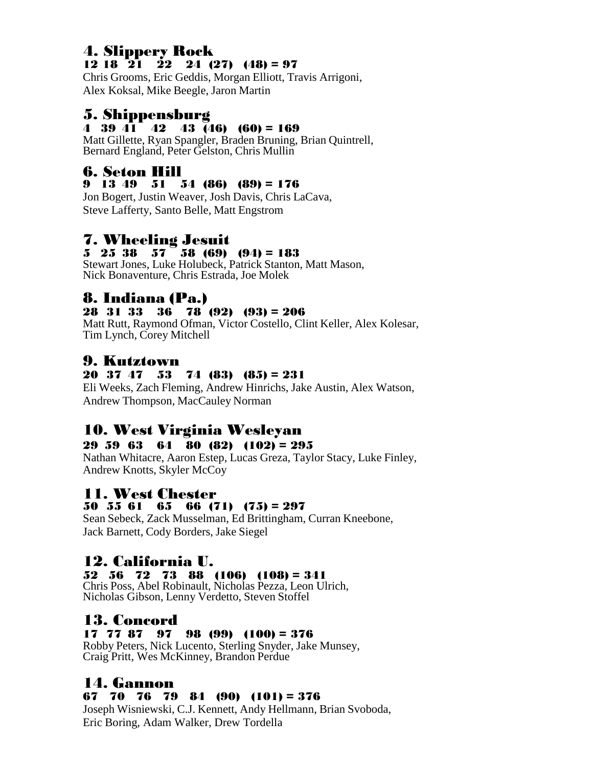## 4. Slippery Rock

**12 18 21 22 24 (27) (48) = 97**

Chris Grooms, Eric Geddis, Morgan Elliott, Travis Arrigoni, Alex Koksal, Mike Beegle, Jaron Martin

## 5. Shippensburg

**4 39 41 42 43 (46) (60) = 169**

Matt Gillette, Ryan Spangler, Braden Bruning, Brian Quintrell, Bernard England, Peter Gelston, Chris Mullin

## 6. Seton Hill

**9 13 49 51 54 (86) (89) = 176**

Jon Bogert, Justin Weaver, Josh Davis, Chris LaCava, Steve Lafferty, Santo Belle, Matt Engstrom

## 7. Wheeling Jesuit

**5 25 38 57 58 (69) (94) = 183**

Stewart Jones, Luke Holubeck, Patrick Stanton, Matt Mason, Nick Bonaventure, Chris Estrada, Joe Molek

## 8. Indiana (Pa.)

**28 31 33 36 78 (92) (93) = 206**

Matt Rutt, Raymond Ofman, Victor Costello, Clint Keller, Alex Kolesar, Tim Lynch, Corey Mitchell

## 9. Kutztown

**20 37 47 53 74 (83) (85) = 231**

Eli Weeks, Zach Fleming, Andrew Hinrichs, Jake Austin, Alex Watson, Andrew Thompson, MacCauley Norman

## 10. West Virginia Wesleyan

**29 59 63 64 80 (82) (102) = 295**

Nathan Whitacre, Aaron Estep, Lucas Greza, Taylor Stacy, Luke Finley, Andrew Knotts, Skyler McCoy

## 11. West Chester

**50 55 61 65 66 (71) (75) = 297**

Sean Sebeck, Zack Musselman, Ed Brittingham, Curran Kneebone, Jack Barnett, Cody Borders, Jake Siegel

## 12. California U.

**52 56 72 73 88 (106) (108) = 341**

Chris Poss, Abel Robinault, Nicholas Pezza, Leon Ulrich, Nicholas Gibson, Lenny Verdetto, Steven Stoffel

## 13. Concord

**17 77 87 97 98 (99) (100) = 376**

Robby Peters, Nick Lucento, Sterling Snyder, Jake Munsey, Craig Pritt, Wes McKinney, Brandon Perdue

## 14. Gannon

**67 70 76 79 84 (90) (101) = 376**

Joseph Wisniewski, C.J. Kennett, Andy Hellmann, Brian Svoboda, Eric Boring, Adam Walker, Drew Tordella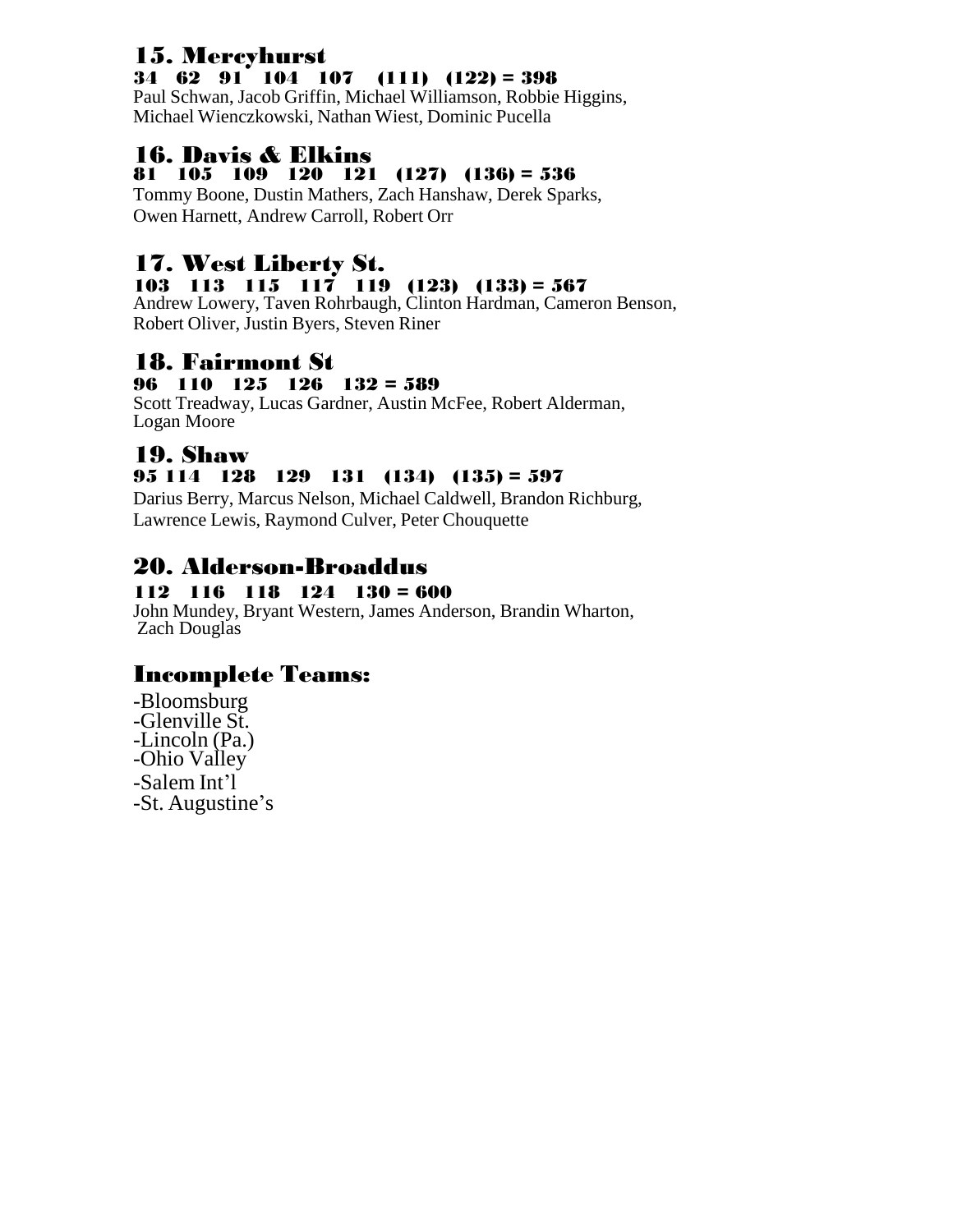## 15. Mercyhurst

**34 62 91 104 107 (111) (122) = 398**

Paul Schwan, Jacob Griffin, Michael Williamson, Robbie Higgins, Michael Wienczkowski, Nathan Wiest, Dominic Pucella

## 16. Davis & Elkins

**81 105 109 120 121 (127) (136) = 536**

Tommy Boone, Dustin Mathers, Zach Hanshaw, Derek Sparks, Owen Harnett, Andrew Carroll, Robert Orr

## 17. West Liberty St.

**103 113 115 117 119 (123) (133) = 567**

Andrew Lowery, Taven Rohrbaugh, Clinton Hardman, Cameron Benson, Robert Oliver, Justin Byers, Steven Riner

## 18. Fairmont St

**96 110 125 126 132 = 589**

Scott Treadway, Lucas Gardner, Austin McFee, Robert Alderman, Logan Moore

## 19. Shaw

**95 114 128 129 131 (134) (135) = 597**

Darius Berry, Marcus Nelson, Michael Caldwell, Brandon Richburg, Lawrence Lewis, Raymond Culver, Peter Chouquette

## 20. Alderson-Broaddus

**112 116 118 124 130 = 600**

John Mundey, Bryant Western, James Anderson, Brandin Wharton, Zach Douglas

## Incomplete Teams:

- Bloomsburg
- Glenville St.
- Lincoln (Pa.)
- Ohio Valley
- Salem Int'l
- St. Augustine's